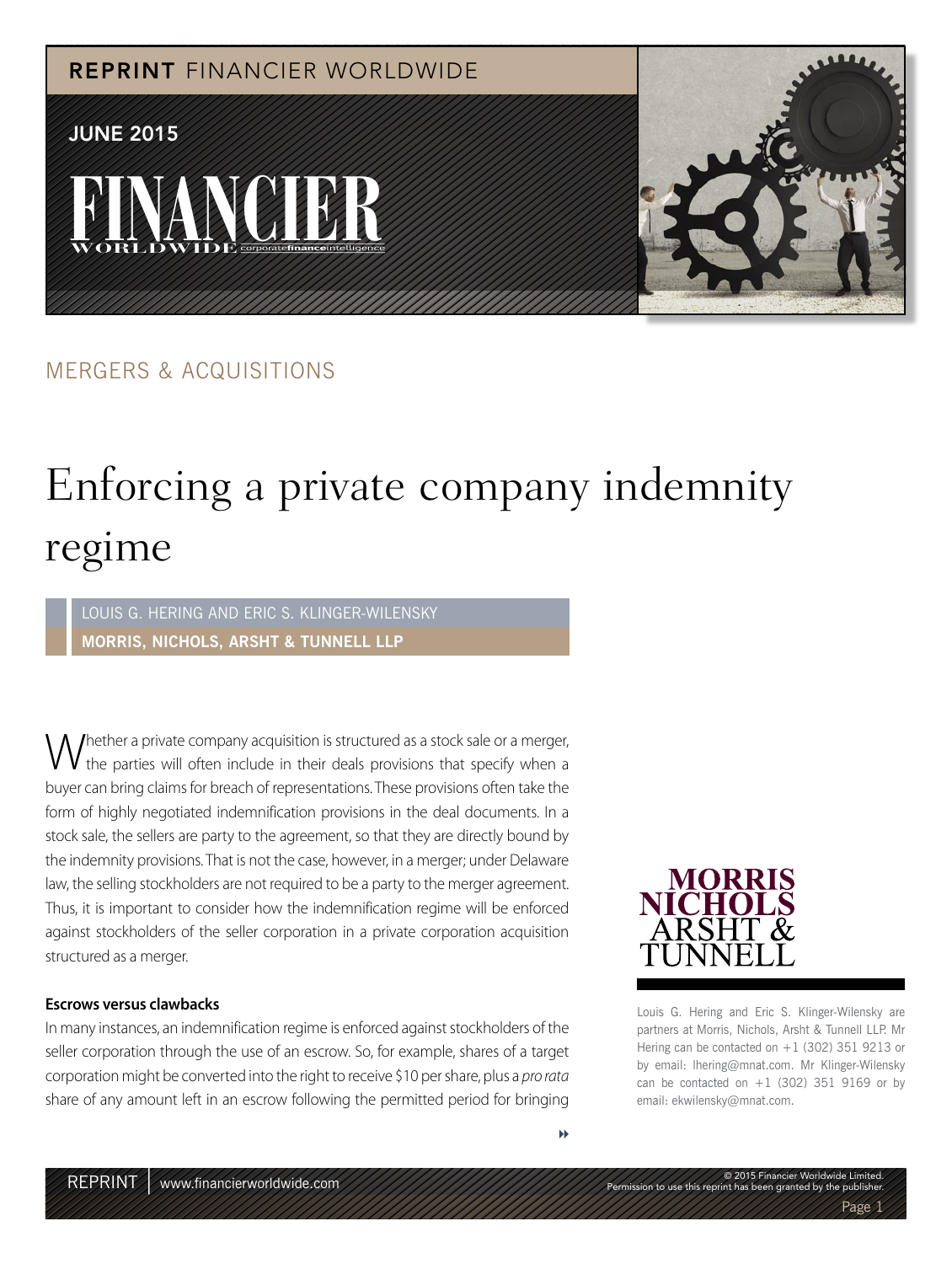REPRINT FINANCIER WORLDWIDE

JUNE 2015

MERGERS & ACQUISITIONS

# Enforcing a private company indemnity regime

LOUIS G. HERING AND ERIC S. KLINGER-WILENSKY

**MORRIS, NICHOLS, ARSHT & TUNNELL LLP**

Whether a private company acquisition is structured as a stock sale or a merger, the parties will often include in their deals provisions that specify when a buyer can bring claims for breach of representations. These provisions often take the form of highly negotiated indemnification provisions in the deal documents. In a stock sale, the sellers are party to the agreement, so that they are directly bound by the indemnity provisions. That is not the case, however, in a merger; under Delaware law, the selling stockholders are not required to be a party to the merger agreement. Thus, it is important to consider how the indemnification regime will be enforced against stockholders of the seller corporation in a private corporation acquisition structured as a merger.

**Escrows versus clawbacks**

In many instances, an indemnification regime is enforced against stockholders of the seller corporation through the use of an escrow. So, for example, shares of a target corporation might be converted into the right to receive $10 per share, plus a *pro rata* share of any amount left in an escrow following the permitted period for bringing

Louis G. Hering and Eric S. Klinger-Wilensky are partners at Morris, Nichols, Arsht & Tunnell LLP. Mr Hering can be contacted on +1 (302) 351 9213 or by email: lhering@mnat.com. Mr Klinger-Wilensky can be contacted on +1 (302) 351 9169 or by email: ekwilensky@mnat.com.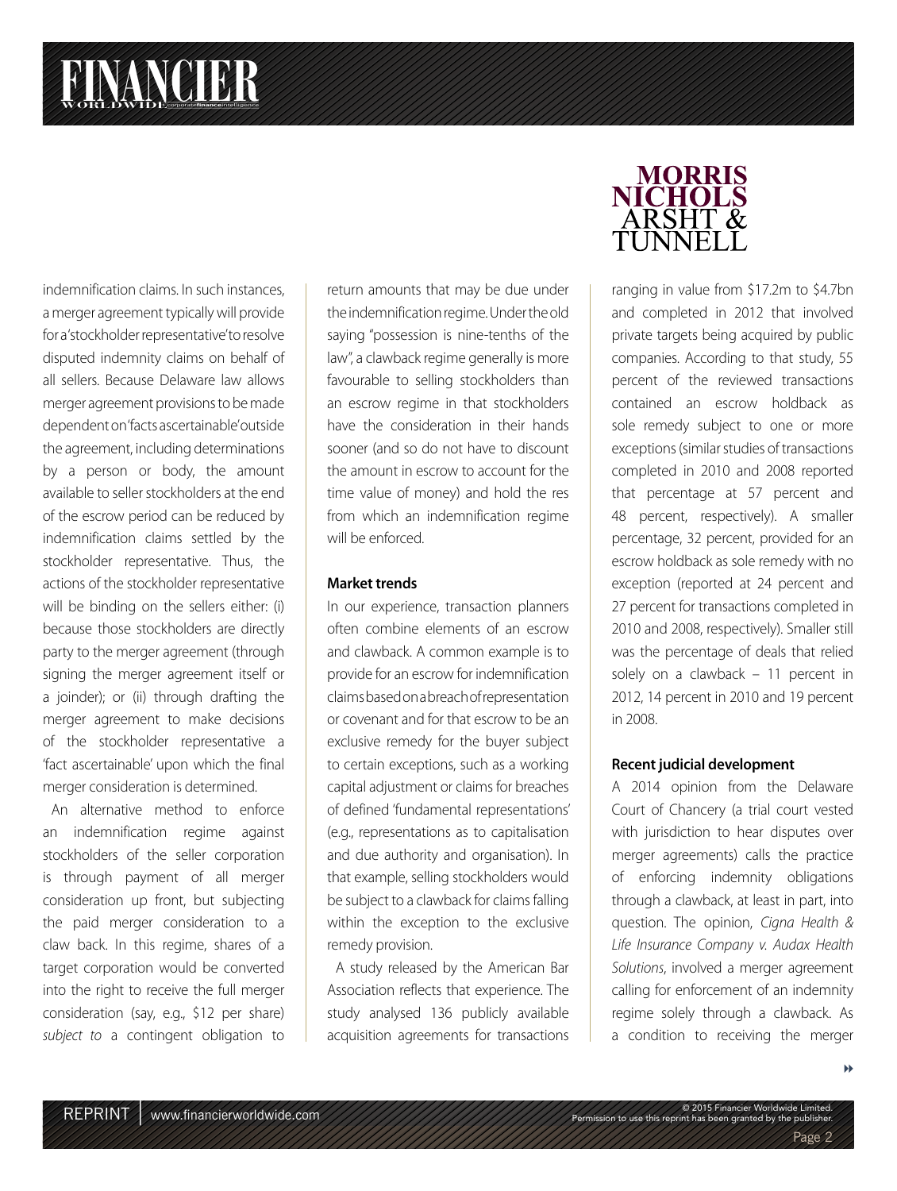indemnification claims. In such instances, a merger agreement typically will provide for a 'stockholder representative' to resolve disputed indemnity claims on behalf of all sellers. Because Delaware law allows merger agreement provisions to be made dependent on 'facts ascertainable' outside the agreement, including determinations by a person or body, the amount available to seller stockholders at the end of the escrow period can be reduced by indemnification claims settled by the stockholder representative. Thus, the actions of the stockholder representative will be binding on the sellers either: (i) because those stockholders are directly party to the merger agreement (through signing the merger agreement itself or a joinder); or (ii) through drafting the merger agreement to make decisions of the stockholder representative a 'fact ascertainable' upon which the final merger consideration is determined.

An alternative method to enforce an indemnification regime against stockholders of the seller corporation is through payment of all merger consideration up front, but subjecting the paid merger consideration to a claw back. In this regime, shares of a target corporation would be converted into the right to receive the full merger consideration (say, e.g., $12 per share) *subject to* a contingent obligation to return amounts that may be due under the indemnification regime. Under the old saying "possession is nine-tenths of the law", a clawback regime generally is more favourable to selling stockholders than an escrow regime in that stockholders have the consideration in their hands sooner (and so do not have to discount the amount in escrow to account for the time value of money) and hold the res from which an indemnification regime will be enforced.

**Market trends**

In our experience, transaction planners often combine elements of an escrow and clawback. A common example is to provide for an escrow for indemnification claims based on a breach of representation or covenant and for that escrow to be an exclusive remedy for the buyer subject to certain exceptions, such as a working capital adjustment or claims for breaches of defined 'fundamental representations' (e.g., representations as to capitalisation and due authority and organisation). In that example, selling stockholders would be subject to a clawback for claims falling within the exception to the exclusive remedy provision.

A study released by the American Bar Association reflects that experience. The study analysed 136 publicly available acquisition agreements for transactions ranging in value from $17.2m to $4.7bn and completed in 2012 that involved private targets being acquired by public companies. According to that study, 55 percent of the reviewed transactions contained an escrow holdback as sole remedy subject to one or more exceptions (similar studies of transactions completed in 2010 and 2008 reported that percentage at 57 percent and 48 percent, respectively). A smaller percentage, 32 percent, provided for an escrow holdback as sole remedy with no exception (reported at 24 percent and 27 percent for transactions completed in 2010 and 2008, respectively). Smaller still was the percentage of deals that relied solely on a clawback – 11 percent in 2012, 14 percent in 2010 and 19 percent in 2008.

**Recent judicial development**

A 2014 opinion from the Delaware Court of Chancery (a trial court vested with jurisdiction to hear disputes over merger agreements) calls the practice of enforcing indemnity obligations through a clawback, at least in part, into question. The opinion, *Cigna Health & Life Insurance Company v. Audax Health Solutions*, involved a merger agreement calling for enforcement of an indemnity regime solely through a clawback. As a condition to receiving the merger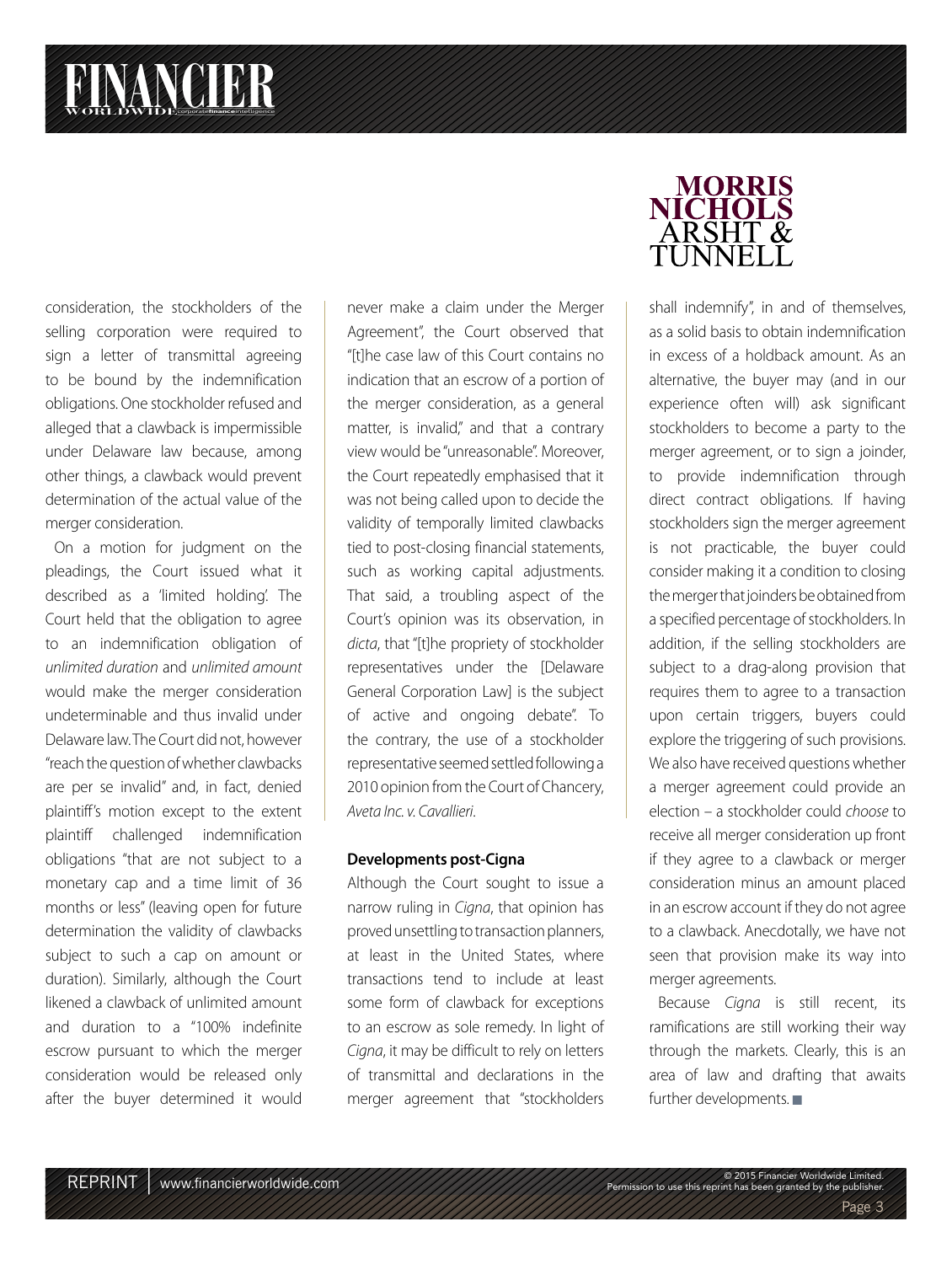consideration, the stockholders of the selling corporation were required to sign a letter of transmittal agreeing to be bound by the indemnification obligations. One stockholder refused and alleged that a clawback is impermissible under Delaware law because, among other things, a clawback would prevent determination of the actual value of the merger consideration.

On a motion for judgment on the pleadings, the Court issued what it described as a 'limited holding'. The Court held that the obligation to agree to an indemnification obligation of *unlimited duration* and *unlimited amount* would make the merger consideration undeterminable and thus invalid under Delaware law. The Court did not, however "reach the question of whether clawbacks are per se invalid" and, in fact, denied plaintiff's motion except to the extent plaintiff challenged indemnification obligations "that are not subject to a monetary cap and a time limit of 36 months or less" (leaving open for future determination the validity of clawbacks subject to such a cap on amount or duration). Similarly, although the Court likened a clawback of unlimited amount and duration to a "100% indefinite escrow pursuant to which the merger consideration would be released only after the buyer determined it would never make a claim under the Merger Agreement", the Court observed that "[t]he case law of this Court contains no indication that an escrow of a portion of the merger consideration, as a general matter, is invalid," and that a contrary view would be "unreasonable". Moreover, the Court repeatedly emphasised that it was not being called upon to decide the validity of temporally limited clawbacks tied to post-closing financial statements, such as working capital adjustments. That said, a troubling aspect of the Court's opinion was its observation, in *dicta*, that "[t]he propriety of stockholder representatives under the [Delaware General Corporation Law] is the subject of active and ongoing debate". To the contrary, the use of a stockholder representative seemed settled following a 2010 opinion from the Court of Chancery, *Aveta Inc. v. Cavallieri*.

**Developments post-Cigna**

Although the Court sought to issue a narrow ruling in *Cigna*, that opinion has proved unsettling to transaction planners, at least in the United States, where transactions tend to include at least some form of clawback for exceptions to an escrow as sole remedy. In light of *Cigna*, it may be difficult to rely on letters of transmittal and declarations in the merger agreement that "stockholders shall indemnify", in and of themselves, as a solid basis to obtain indemnification in excess of a holdback amount. As an alternative, the buyer may (and in our experience often will) ask significant stockholders to become a party to the merger agreement, or to sign a joinder, to provide indemnification through direct contract obligations. If having stockholders sign the merger agreement is not practicable, the buyer could consider making it a condition to closing the merger that joinders be obtained from a specified percentage of stockholders. In addition, if the selling stockholders are subject to a drag-along provision that requires them to agree to a transaction upon certain triggers, buyers could explore the triggering of such provisions. We also have received questions whether a merger agreement could provide an election – a stockholder could *choose* to receive all merger consideration up front if they agree to a clawback or merger consideration minus an amount placed in an escrow account if they do not agree to a clawback. Anecdotally, we have not seen that provision make its way into merger agreements.

Because *Cigna* is still recent, its ramifications are still working their way through the markets. Clearly, this is an area of law and drafting that awaits further developments. ■